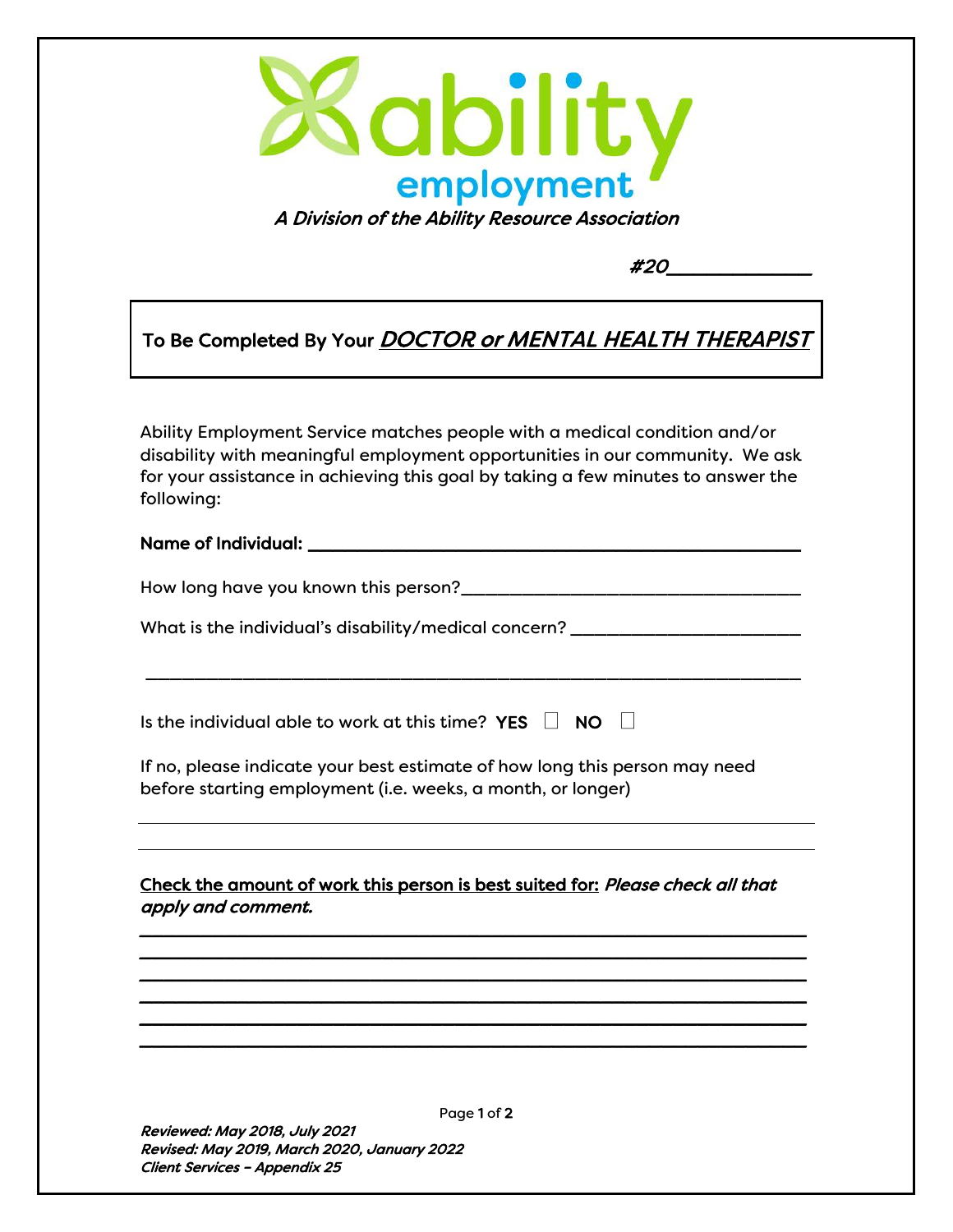# ability employment

*A Division of the Ability Resource Association*

*#20*\_\_\_\_\_\_\_\_\_\_\_\_\_

**To Be Completed By Your** ***DOCTOR or MENTAL HEALTH THERAPIST***

Ability Employment Service matches people with a medical condition and/or disability with meaningful employment opportunities in our community. We ask for your assistance in achieving this goal by taking a few minutes to answer the following:

**Name of Individual:** \_\_\_\_\_\_\_\_\_\_\_\_\_\_\_\_\_\_\_\_\_\_\_\_\_\_\_\_\_\_\_\_\_\_\_\_\_\_\_\_\_\_\_\_

How long have you known this person?\_\_\_\_\_\_\_\_\_\_\_\_\_\_\_\_\_\_\_\_\_\_\_\_\_\_\_\_\_\_\_\_

What is the individual's disability/medical concern? \_\_\_\_\_\_\_\_\_\_\_\_\_\_\_\_\_\_\_\_\_\_

\_\_\_\_\_\_\_\_\_\_\_\_\_\_\_\_\_\_\_\_\_\_\_\_\_\_\_\_\_\_\_\_\_\_\_\_\_\_\_\_\_\_\_\_\_\_\_\_\_\_\_\_\_\_\_\_\_\_\_\_\_\_

Is the individual able to work at this time? **YES** ☐ **NO** ☐

If no, please indicate your best estimate of how long this person may need before starting employment (i.e. weeks, a month, or longer)

\_\_\_\_\_\_\_\_\_\_\_\_\_\_\_\_\_\_\_\_\_\_\_\_\_\_\_\_\_\_\_\_\_\_\_\_\_\_\_\_\_\_\_\_\_\_\_\_\_\_\_\_\_\_\_\_\_\_\_\_\_\_

\_\_\_\_\_\_\_\_\_\_\_\_\_\_\_\_\_\_\_\_\_\_\_\_\_\_\_\_\_\_\_\_\_\_\_\_\_\_\_\_\_\_\_\_\_\_\_\_\_\_\_\_\_\_\_\_\_\_\_\_\_\_

<u>Check the amount of work this person is best suited for:</u> *Please check all that apply and comment.*

\_\_\_\_\_\_\_\_\_\_\_\_\_\_\_\_\_\_\_\_\_\_\_\_\_\_\_\_\_\_\_\_\_\_\_\_\_\_\_\_\_\_\_\_\_\_\_\_\_\_\_\_\_\_\_\_\_\_\_\_\_\_

\_\_\_\_\_\_\_\_\_\_\_\_\_\_\_\_\_\_\_\_\_\_\_\_\_\_\_\_\_\_\_\_\_\_\_\_\_\_\_\_\_\_\_\_\_\_\_\_\_\_\_\_\_\_\_\_\_\_\_\_\_\_

\_\_\_\_\_\_\_\_\_\_\_\_\_\_\_\_\_\_\_\_\_\_\_\_\_\_\_\_\_\_\_\_\_\_\_\_\_\_\_\_\_\_\_\_\_\_\_\_\_\_\_\_\_\_\_\_\_\_\_\_\_\_

\_\_\_\_\_\_\_\_\_\_\_\_\_\_\_\_\_\_\_\_\_\_\_\_\_\_\_\_\_\_\_\_\_\_\_\_\_\_\_\_\_\_\_\_\_\_\_\_\_\_\_\_\_\_\_\_\_\_\_\_\_\_

\_\_\_\_\_\_\_\_\_\_\_\_\_\_\_\_\_\_\_\_\_\_\_\_\_\_\_\_\_\_\_\_\_\_\_\_\_\_\_\_\_\_\_\_\_\_\_\_\_\_\_\_\_\_\_\_\_\_\_\_\_\_

\_\_\_\_\_\_\_\_\_\_\_\_\_\_\_\_\_\_\_\_\_\_\_\_\_\_\_\_\_\_\_\_\_\_\_\_\_\_\_\_\_\_\_\_\_\_\_\_\_\_\_\_\_\_\_\_\_\_\_\_\_\_

*Reviewed: May 2018, July 2021*
*Revised: May 2019, March 2020, January 2022*
*Client Services – Appendix 25*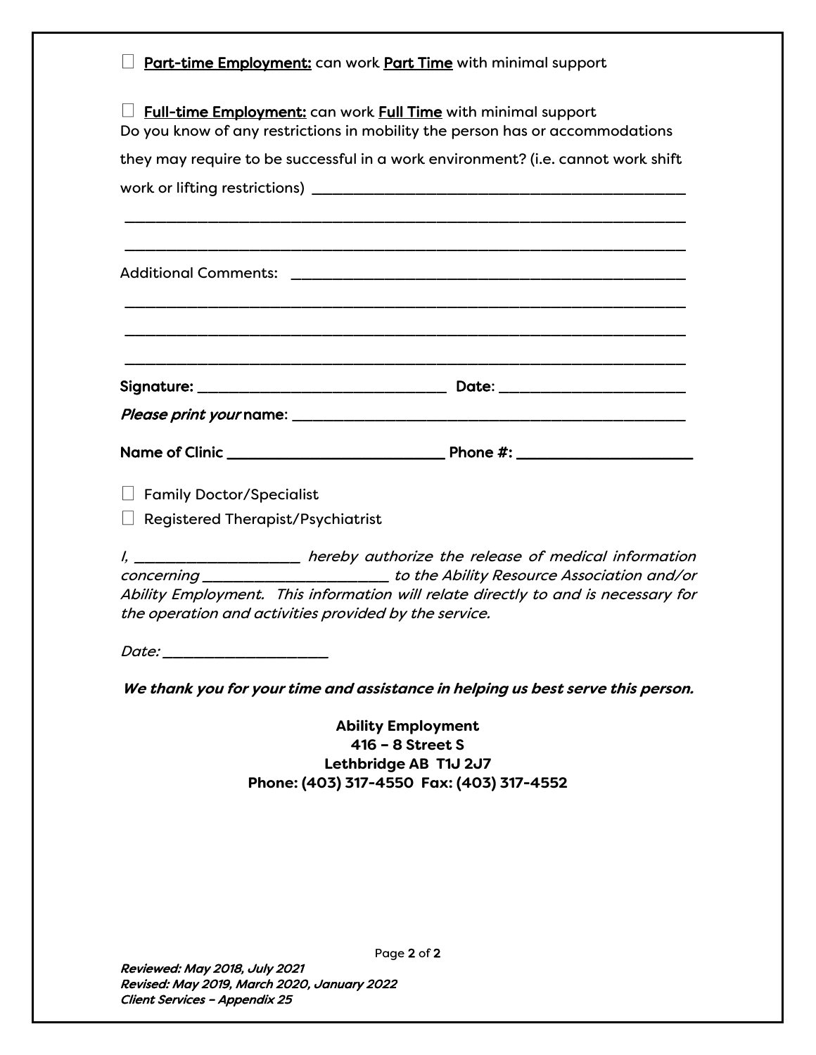☐ **<u>Part-time Employment:</u>** can work **<u>Part Time</u>** with minimal support

☐ **<u>Full-time Employment:</u>** can work **<u>Full Time</u>** with minimal support

Do you know of any restrictions in mobility the person has or accommodations they may require to be successful in a work environment? (i.e. cannot work shift work or lifting restrictions) ______________________________________________

______________________________________________________________________

______________________________________________________________________

Additional Comments: ______________________________________________

______________________________________________________________________

______________________________________________________________________

______________________________________________________________________

**Signature:** ______________________________ **Date:** ______________________

***Please print your*** **name:** ______________________________________________

**Name of Clinic** __________________________ **Phone #:** ____________________

☐ Family Doctor/Specialist

☐ Registered Therapist/Psychiatrist

*I, ____________________ hereby authorize the release of medical information concerning ______________________ to the Ability Resource Association and/or Ability Employment. This information will relate directly to and is necessary for the operation and activities provided by the service.*

*Date: ____________________*

***We thank you for your time and assistance in helping us best serve this person.***

**Ability Employment**
**416 – 8 Street S**
**Lethbridge AB T1J 2J7**
**Phone: (403) 317-4550 Fax: (403) 317-4552**

***Reviewed: May 2018, July 2021***
***Revised: May 2019, March 2020, January 2022***
***Client Services – Appendix 25***